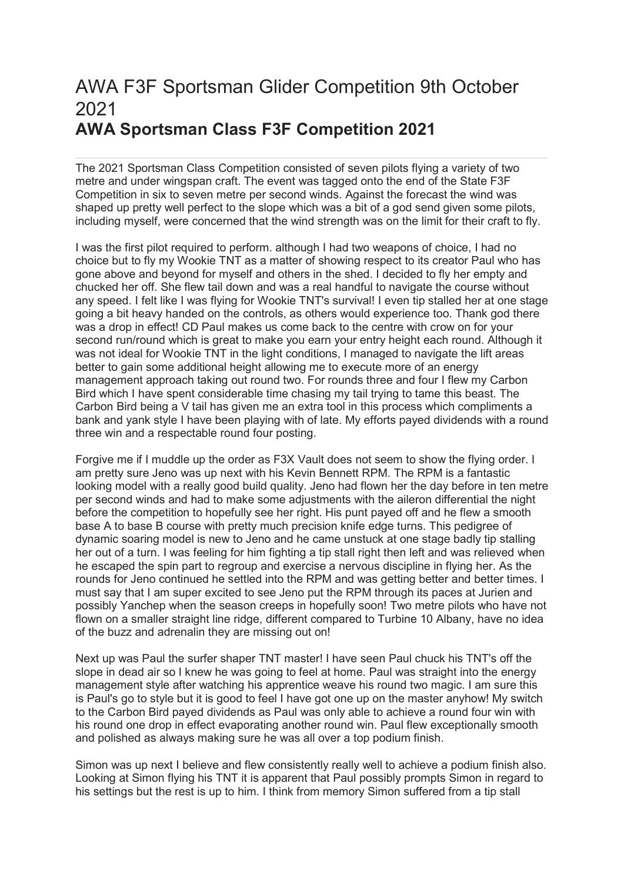# AWA F3F Sportsman Glider Competition 9th October 2021

## AWA Sportsman Class F3F Competition 2021

---

The 2021 Sportsman Class Competition consisted of seven pilots flying a variety of two metre and under wingspan craft. The event was tagged onto the end of the State F3F Competition in six to seven metre per second winds. Against the forecast the wind was shaped up pretty well perfect to the slope which was a bit of a god send given some pilots, including myself, were concerned that the wind strength was on the limit for their craft to fly.

I was the first pilot required to perform. although I had two weapons of choice, I had no choice but to fly my Wookie TNT as a matter of showing respect to its creator Paul who has gone above and beyond for myself and others in the shed. I decided to fly her empty and chucked her off. She flew tail down and was a real handful to navigate the course without any speed. I felt like I was flying for Wookie TNT's survival! I even tip stalled her at one stage going a bit heavy handed on the controls, as others would experience too. Thank god there was a drop in effect! CD Paul makes us come back to the centre with crow on for your second run/round which is great to make you earn your entry height each round. Although it was not ideal for Wookie TNT in the light conditions, I managed to navigate the lift areas better to gain some additional height allowing me to execute more of an energy management approach taking out round two. For rounds three and four I flew my Carbon Bird which I have spent considerable time chasing my tail trying to tame this beast. The Carbon Bird being a V tail has given me an extra tool in this process which compliments a bank and yank style I have been playing with of late. My efforts payed dividends with a round three win and a respectable round four posting.

Forgive me if I muddle up the order as F3X Vault does not seem to show the flying order. I am pretty sure Jeno was up next with his Kevin Bennett RPM. The RPM is a fantastic looking model with a really good build quality. Jeno had flown her the day before in ten metre per second winds and had to make some adjustments with the aileron differential the night before the competition to hopefully see her right. His punt payed off and he flew a smooth base A to base B course with pretty much precision knife edge turns. This pedigree of dynamic soaring model is new to Jeno and he came unstuck at one stage badly tip stalling her out of a turn. I was feeling for him fighting a tip stall right then left and was relieved when he escaped the spin part to regroup and exercise a nervous discipline in flying her. As the rounds for Jeno continued he settled into the RPM and was getting better and better times. I must say that I am super excited to see Jeno put the RPM through its paces at Jurien and possibly Yanchep when the season creeps in hopefully soon! Two metre pilots who have not flown on a smaller straight line ridge, different compared to Turbine 10 Albany, have no idea of the buzz and adrenalin they are missing out on!

Next up was Paul the surfer shaper TNT master! I have seen Paul chuck his TNT's off the slope in dead air so I knew he was going to feel at home. Paul was straight into the energy management style after watching his apprentice weave his round two magic. I am sure this is Paul's go to style but it is good to feel I have got one up on the master anyhow! My switch to the Carbon Bird payed dividends as Paul was only able to achieve a round four win with his round one drop in effect evaporating another round win. Paul flew exceptionally smooth and polished as always making sure he was all over a top podium finish.

Simon was up next I believe and flew consistently really well to achieve a podium finish also. Looking at Simon flying his TNT it is apparent that Paul possibly prompts Simon in regard to his settings but the rest is up to him. I think from memory Simon suffered from a tip stall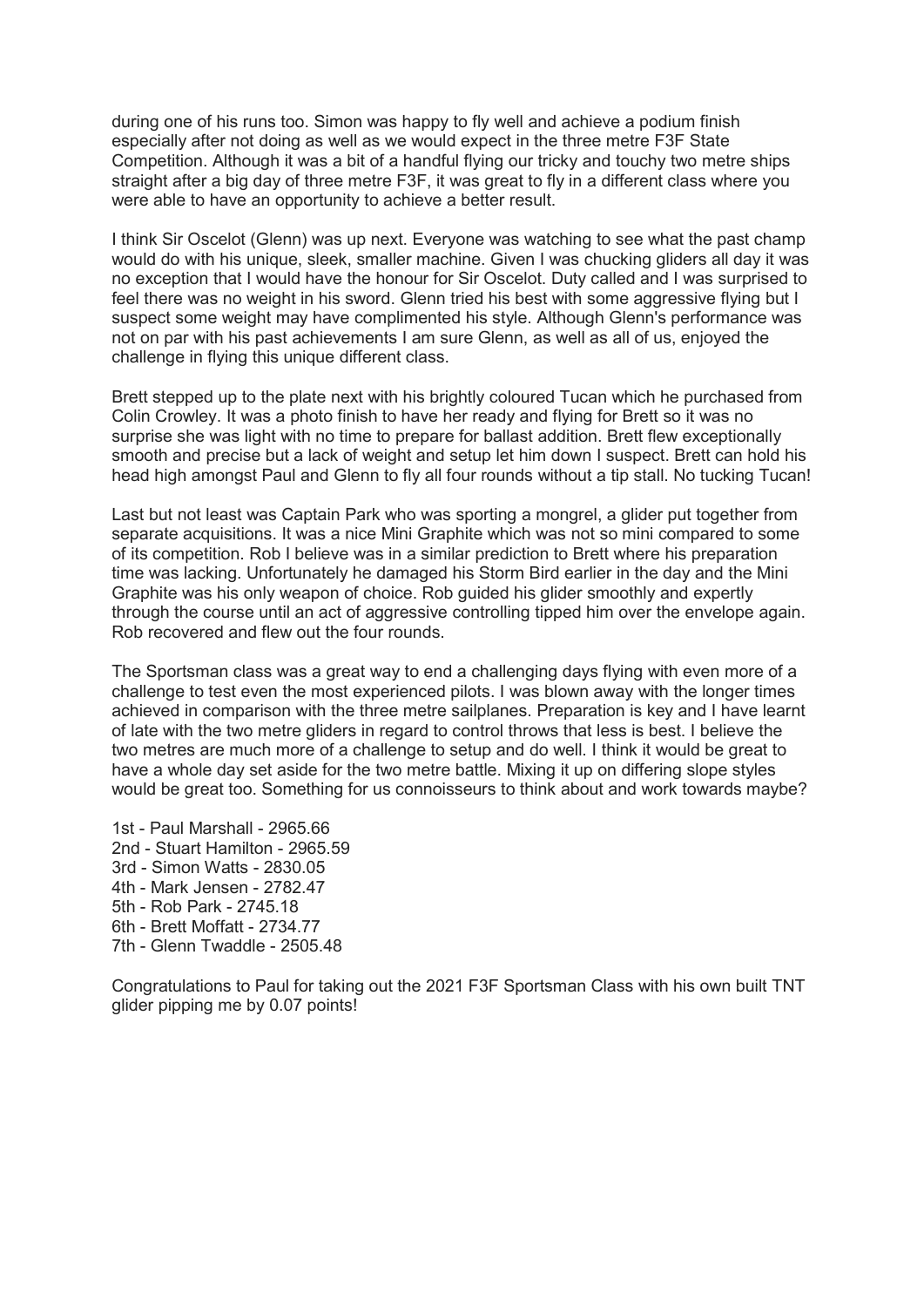during one of his runs too. Simon was happy to fly well and achieve a podium finish especially after not doing as well as we would expect in the three metre F3F State Competition. Although it was a bit of a handful flying our tricky and touchy two metre ships straight after a big day of three metre F3F, it was great to fly in a different class where you were able to have an opportunity to achieve a better result.

I think Sir Oscelot (Glenn) was up next. Everyone was watching to see what the past champ would do with his unique, sleek, smaller machine. Given I was chucking gliders all day it was no exception that I would have the honour for Sir Oscelot. Duty called and I was surprised to feel there was no weight in his sword. Glenn tried his best with some aggressive flying but I suspect some weight may have complimented his style. Although Glenn's performance was not on par with his past achievements I am sure Glenn, as well as all of us, enjoyed the challenge in flying this unique different class.

Brett stepped up to the plate next with his brightly coloured Tucan which he purchased from Colin Crowley. It was a photo finish to have her ready and flying for Brett so it was no surprise she was light with no time to prepare for ballast addition. Brett flew exceptionally smooth and precise but a lack of weight and setup let him down I suspect. Brett can hold his head high amongst Paul and Glenn to fly all four rounds without a tip stall. No tucking Tucan!

Last but not least was Captain Park who was sporting a mongrel, a glider put together from separate acquisitions. It was a nice Mini Graphite which was not so mini compared to some of its competition. Rob I believe was in a similar prediction to Brett where his preparation time was lacking. Unfortunately he damaged his Storm Bird earlier in the day and the Mini Graphite was his only weapon of choice. Rob guided his glider smoothly and expertly through the course until an act of aggressive controlling tipped him over the envelope again. Rob recovered and flew out the four rounds.

The Sportsman class was a great way to end a challenging days flying with even more of a challenge to test even the most experienced pilots. I was blown away with the longer times achieved in comparison with the three metre sailplanes. Preparation is key and I have learnt of late with the two metre gliders in regard to control throws that less is best. I believe the two metres are much more of a challenge to setup and do well. I think it would be great to have a whole day set aside for the two metre battle. Mixing it up on differing slope styles would be great too. Something for us connoisseurs to think about and work towards maybe?

1st - Paul Marshall - 2965.66
2nd - Stuart Hamilton - 2965.59
3rd - Simon Watts - 2830.05
4th - Mark Jensen - 2782.47
5th - Rob Park - 2745.18
6th - Brett Moffatt - 2734.77
7th - Glenn Twaddle - 2505.48

Congratulations to Paul for taking out the 2021 F3F Sportsman Class with his own built TNT glider pipping me by 0.07 points!